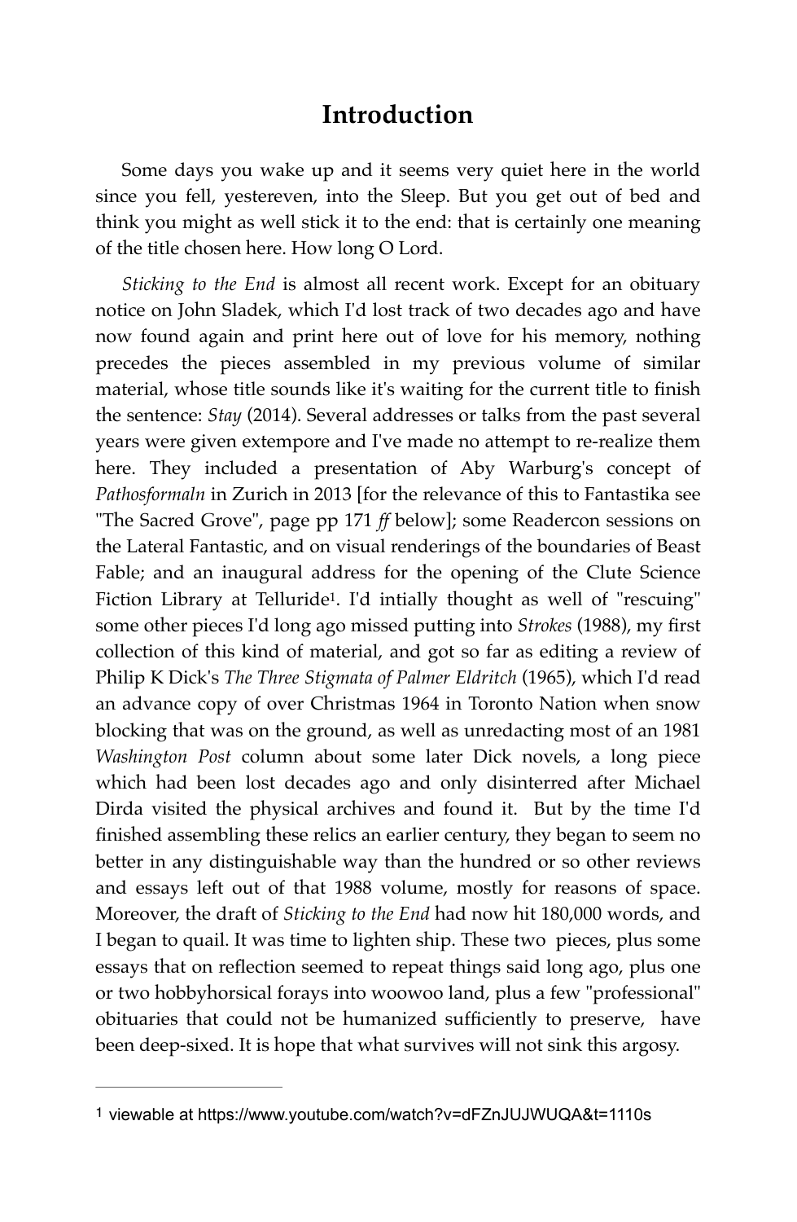# Introduction

Some days you wake up and it seems very quiet here in the world since you fell, yestereven, into the Sleep. But you get out of bed and think you might as well stick it to the end: that is certainly one meaning of the title chosen here. How long O Lord.

*Sticking to the End* is almost all recent work. Except for an obituary notice on John Sladek, which I'd lost track of two decades ago and have now found again and print here out of love for his memory, nothing precedes the pieces assembled in my previous volume of similar material, whose title sounds like it's waiting for the current title to finish the sentence: *Stay* (2014). Several addresses or talks from the past several years were given extempore and I've made no attempt to re-realize them here. They included a presentation of Aby Warburg's concept of *Pathosformaln* in Zurich in 2013 [for the relevance of this to Fantastika see "The Sacred Grove", page pp 171 *ff* below]; some Readercon sessions on the Lateral Fantastic, and on visual renderings of the boundaries of Beast Fable; and an inaugural address for the opening of the Clute Science Fiction Library at Telluride[1]. I'd intially thought as well of "rescuing" some other pieces I'd long ago missed putting into *Strokes* (1988), my first collection of this kind of material, and got so far as editing a review of Philip K Dick's *The Three Stigmata of Palmer Eldritch* (1965), which I'd read an advance copy of over Christmas 1964 in Toronto Nation when snow blocking that was on the ground, as well as unredacting most of an 1981 *Washington Post* column about some later Dick novels, a long piece which had been lost decades ago and only disinterred after Michael Dirda visited the physical archives and found it. But by the time I'd finished assembling these relics an earlier century, they began to seem no better in any distinguishable way than the hundred or so other reviews and essays left out of that 1988 volume, mostly for reasons of space. Moreover, the draft of *Sticking to the End* had now hit 180,000 words, and I began to quail. It was time to lighten ship. These two pieces, plus some essays that on reflection seemed to repeat things said long ago, plus one or two hobbyhorsical forays into woowoo land, plus a few "professional" obituaries that could not be humanized sufficiently to preserve, have been deep-sixed. It is hope that what survives will not sink this argosy.

---

[1] viewable at https://www.youtube.com/watch?v=dFZnJUJWUQA&t=1110s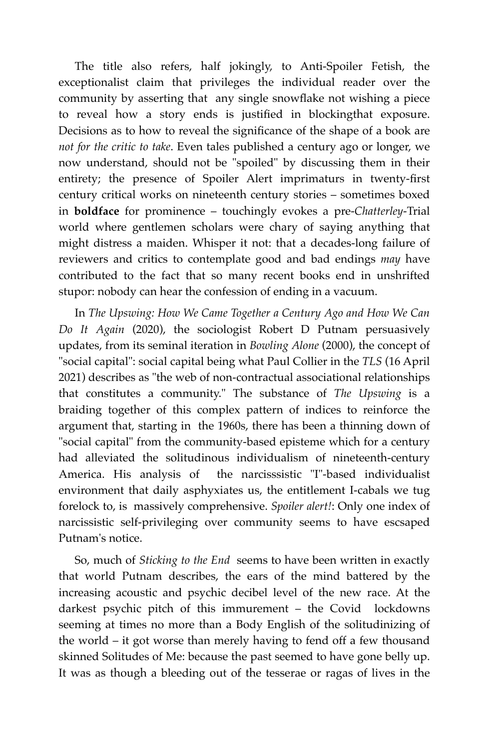The title also refers, half jokingly, to Anti-Spoiler Fetish, the exceptionalist claim that privileges the individual reader over the community by asserting that any single snowflake not wishing a piece to reveal how a story ends is justified in blockingthat exposure. Decisions as to how to reveal the significance of the shape of a book are *not for the critic to take*. Even tales published a century ago or longer, we now understand, should not be "spoiled" by discussing them in their entirety; the presence of Spoiler Alert imprimaturs in twenty-first century critical works on nineteenth century stories – sometimes boxed in **boldface** for prominence – touchingly evokes a pre-*Chatterley*-Trial world where gentlemen scholars were chary of saying anything that might distress a maiden. Whisper it not: that a decades-long failure of reviewers and critics to contemplate good and bad endings *may* have contributed to the fact that so many recent books end in unshrifted stupor: nobody can hear the confession of ending in a vacuum.

In *The Upswing: How We Came Together a Century Ago and How We Can Do It Again* (2020), the sociologist Robert D Putnam persuasively updates, from its seminal iteration in *Bowling Alone* (2000), the concept of "social capital": social capital being what Paul Collier in the *TLS* (16 April 2021) describes as "the web of non-contractual associational relationships that constitutes a community." The substance of *The Upswing* is a braiding together of this complex pattern of indices to reinforce the argument that, starting in the 1960s, there has been a thinning down of "social capital" from the community-based episteme which for a century had alleviated the solitudinous individualism of nineteenth-century America. His analysis of the narcisssistic "I"-based individualist environment that daily asphyxiates us, the entitlement I-cabals we tug forelock to, is massively comprehensive. *Spoiler alert!*: Only one index of narcissistic self-privileging over community seems to have escsaped Putnam's notice.

So, much of *Sticking to the End* seems to have been written in exactly that world Putnam describes, the ears of the mind battered by the increasing acoustic and psychic decibel level of the new race. At the darkest psychic pitch of this immurement – the Covid lockdowns seeming at times no more than a Body English of the solitudinizing of the world – it got worse than merely having to fend off a few thousand skinned Solitudes of Me: because the past seemed to have gone belly up. It was as though a bleeding out of the tesserae or ragas of lives in the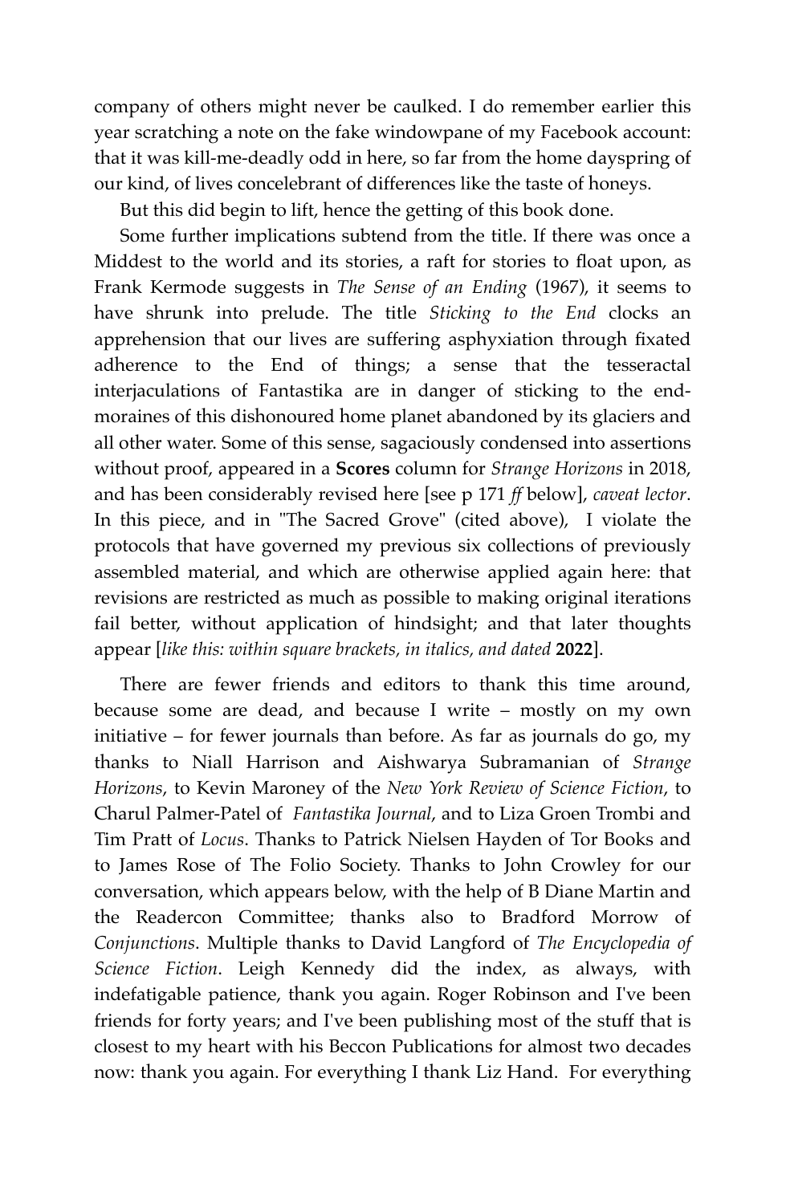company of others might never be caulked. I do remember earlier this year scratching a note on the fake windowpane of my Facebook account: that it was kill-me-deadly odd in here, so far from the home dayspring of our kind, of lives concelebrant of differences like the taste of honeys.

But this did begin to lift, hence the getting of this book done.

Some further implications subtend from the title. If there was once a Middest to the world and its stories, a raft for stories to float upon, as Frank Kermode suggests in *The Sense of an Ending* (1967), it seems to have shrunk into prelude. The title *Sticking to the End* clocks an apprehension that our lives are suffering asphyxiation through fixated adherence to the End of things; a sense that the tesseractal interjaculations of Fantastika are in danger of sticking to the end-moraines of this dishonoured home planet abandoned by its glaciers and all other water. Some of this sense, sagaciously condensed into assertions without proof, appeared in a **Scores** column for *Strange Horizons* in 2018, and has been considerably revised here [see p 171 *ff* below], *caveat lector*. In this piece, and in "The Sacred Grove" (cited above), I violate the protocols that have governed my previous six collections of previously assembled material, and which are otherwise applied again here: that revisions are restricted as much as possible to making original iterations fail better, without application of hindsight; and that later thoughts appear [*like this: within square brackets, in italics, and dated* **2022**].

There are fewer friends and editors to thank this time around, because some are dead, and because I write – mostly on my own initiative – for fewer journals than before. As far as journals do go, my thanks to Niall Harrison and Aishwarya Subramanian of *Strange Horizons*, to Kevin Maroney of the *New York Review of Science Fiction*, to Charul Palmer-Patel of *Fantastika Journal*, and to Liza Groen Trombi and Tim Pratt of *Locus*. Thanks to Patrick Nielsen Hayden of Tor Books and to James Rose of The Folio Society. Thanks to John Crowley for our conversation, which appears below, with the help of B Diane Martin and the Readercon Committee; thanks also to Bradford Morrow of *Conjunctions*. Multiple thanks to David Langford of *The Encyclopedia of Science Fiction*. Leigh Kennedy did the index, as always, with indefatigable patience, thank you again. Roger Robinson and I've been friends for forty years; and I've been publishing most of the stuff that is closest to my heart with his Beccon Publications for almost two decades now: thank you again. For everything I thank Liz Hand. For everything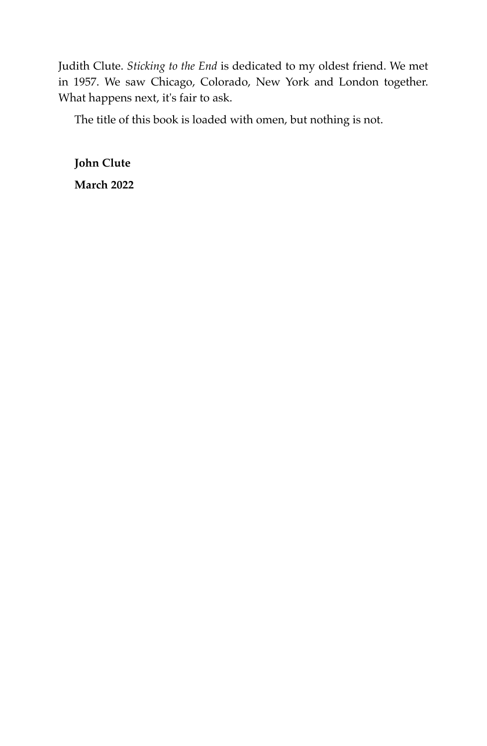Judith Clute. *Sticking to the End* is dedicated to my oldest friend. We met in 1957. We saw Chicago, Colorado, New York and London together. What happens next, it's fair to ask.

The title of this book is loaded with omen, but nothing is not.

**John Clute**

**March 2022**